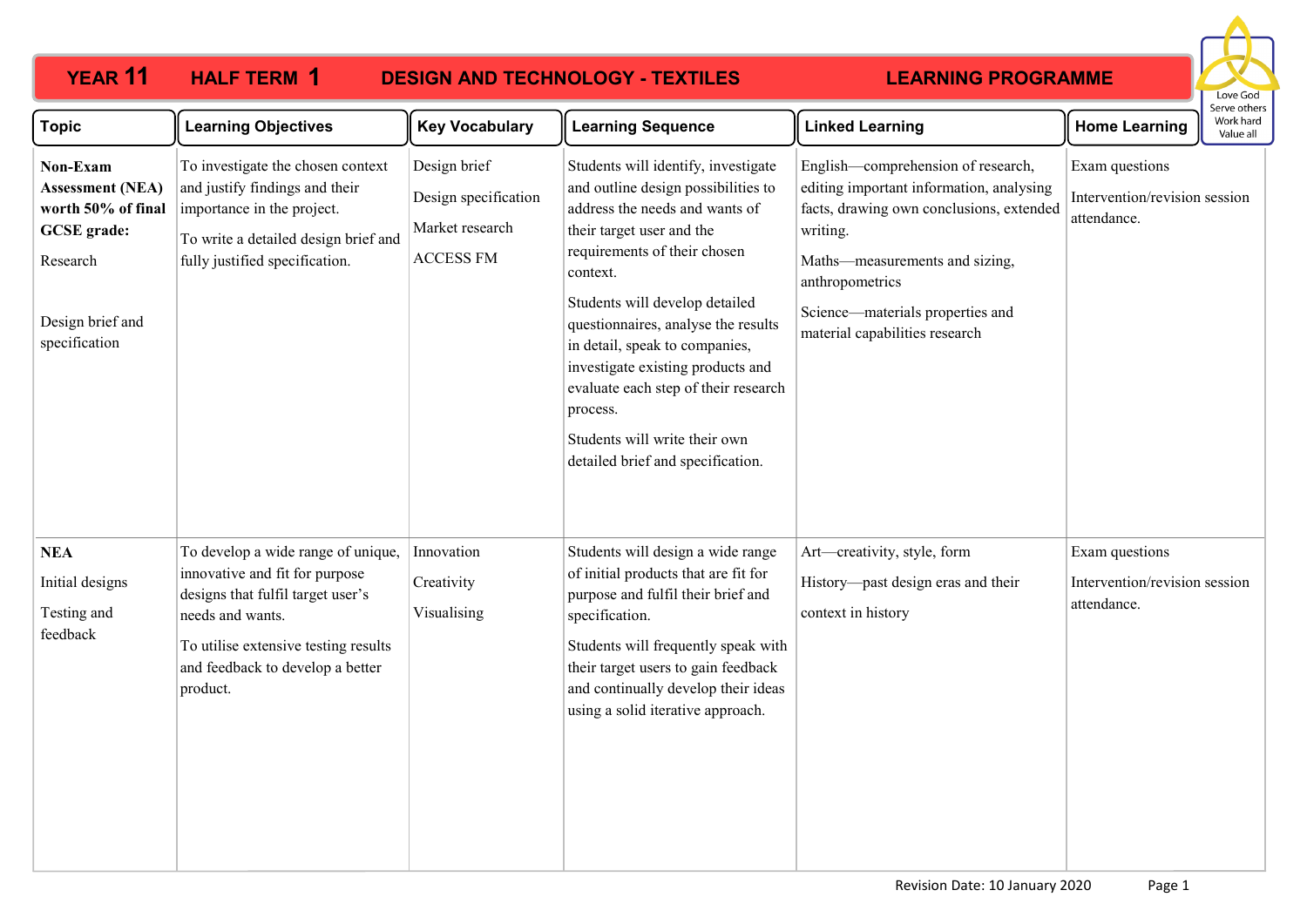# YEAR 11 HALF TERM 1 DESIGN AND TECHNOLOGY - TEXTILES LEARNING PROGRAMME

Love God
Serve others
Work hard
Value all

| Topic | Learning Objectives | Key Vocabulary | Learning Sequence | Linked Learning | Home Learning |
|---|---|---|---|---|---|
| **Non-Exam Assessment (NEA) worth 50% of final GCSE grade:**<br><br>Research<br><br>Design brief and specification | To investigate the chosen context and justify findings and their importance in the project.<br><br>To write a detailed design brief and fully justified specification. | Design brief<br><br>Design specification<br><br>Market research<br><br>ACCESS FM | Students will identify, investigate and outline design possibilities to address the needs and wants of their target user and the requirements of their chosen context.<br><br>Students will develop detailed questionnaires, analyse the results in detail, speak to companies, investigate existing products and evaluate each step of their research process.<br><br>Students will write their own detailed brief and specification. | English—comprehension of research, editing important information, analysing facts, drawing own conclusions, extended writing.<br><br>Maths—measurements and sizing, anthropometrics<br><br>Science—materials properties and material capabilities research | Exam questions<br><br>Intervention/revision session attendance. |
| **NEA**<br><br>Initial designs<br><br>Testing and feedback | To develop a wide range of unique, innovative and fit for purpose designs that fulfil target user's needs and wants.<br><br>To utilise extensive testing results and feedback to develop a better product. | Innovation<br><br>Creativity<br><br>Visualising | Students will design a wide range of initial products that are fit for purpose and fulfil their brief and specification.<br><br>Students will frequently speak with their target users to gain feedback and continually develop their ideas using a solid iterative approach. | Art—creativity, style, form<br><br>History—past design eras and their<br><br>context in history | Exam questions<br><br>Intervention/revision session attendance. |

Revision Date: 10 January 2020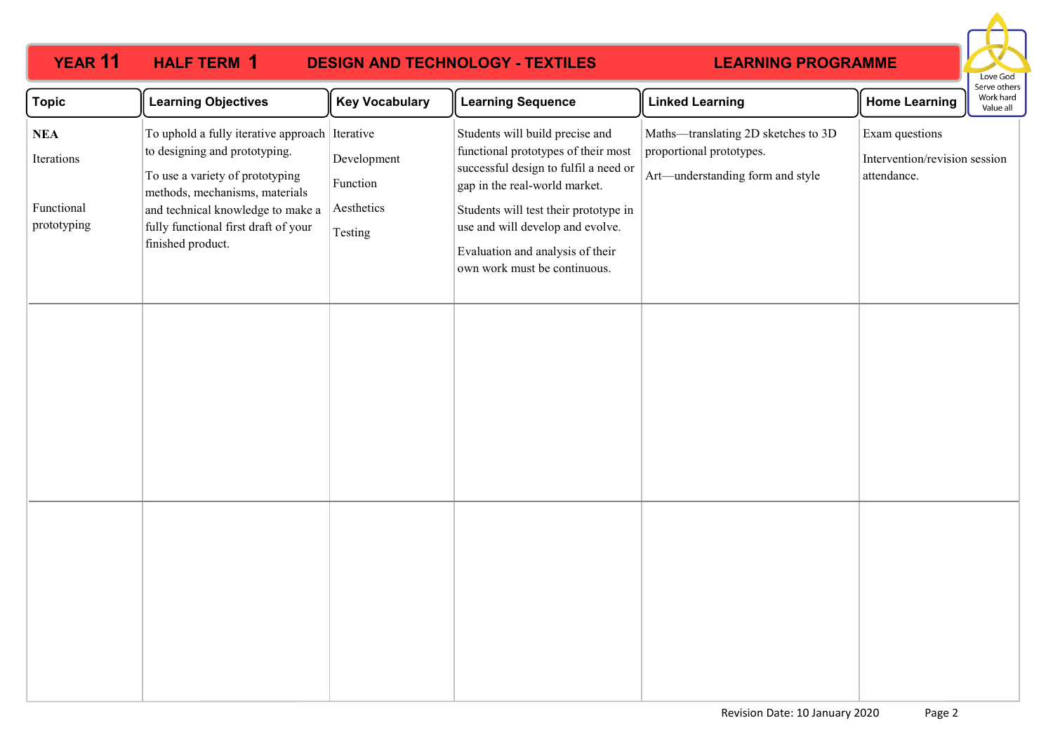# YEAR 11 HALF TERM 1 DESIGN AND TECHNOLOGY - TEXTILES LEARNING PROGRAMME

Love God
Serve others
Work hard
Value all

| Topic | Learning Objectives | Key Vocabulary | Learning Sequence | Linked Learning | Home Learning |
|---|---|---|---|---|---|
| **NEA**<br>Iterations<br><br>Functional prototyping | To uphold a fully iterative approach to designing and prototyping.<br>To use a variety of prototyping methods, mechanisms, materials and technical knowledge to make a fully functional first draft of your finished product. | Iterative<br>Development<br>Function<br>Aesthetics<br>Testing | Students will build precise and functional prototypes of their most successful design to fulfil a need or gap in the real-world market.<br>Students will test their prototype in use and will develop and evolve.<br>Evaluation and analysis of their own work must be continuous. | Maths—translating 2D sketches to 3D proportional prototypes.<br>Art—understanding form and style | Exam questions<br>Intervention/revision session attendance. |
| | | | | | |
| | | | | | |

Revision Date: 10 January 2020